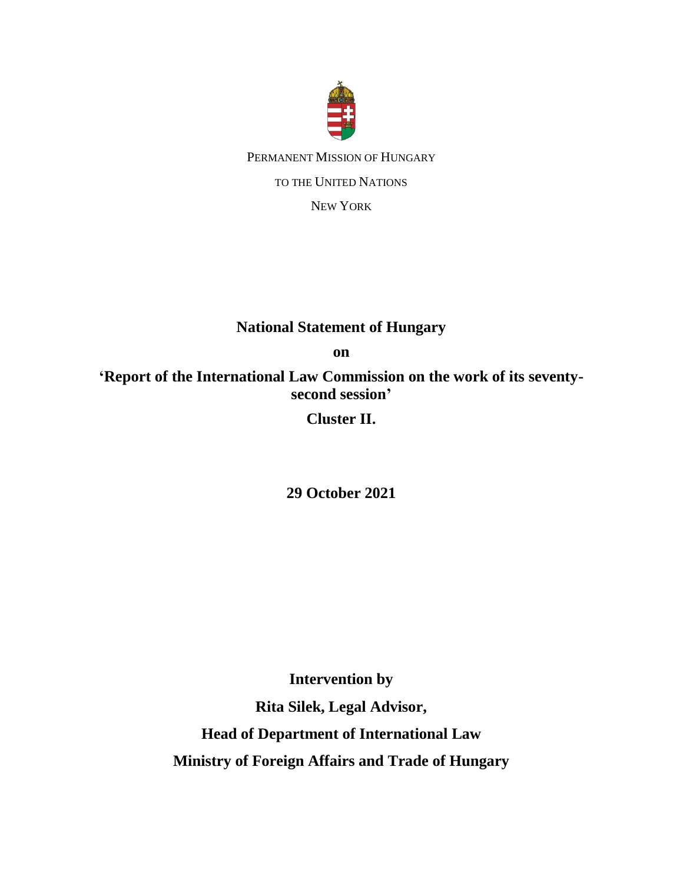PERMANENT MISSION OF HUNGARY

TO THE UNITED NATIONS

NEW YORK

# National Statement of Hungary

**on**

**'Report of the International Law Commission on the work of its seventy-second session'**

**Cluster II.**

**29 October 2021**

**Intervention by**

**Rita Silek, Legal Advisor,**

**Head of Department of International Law**

**Ministry of Foreign Affairs and Trade of Hungary**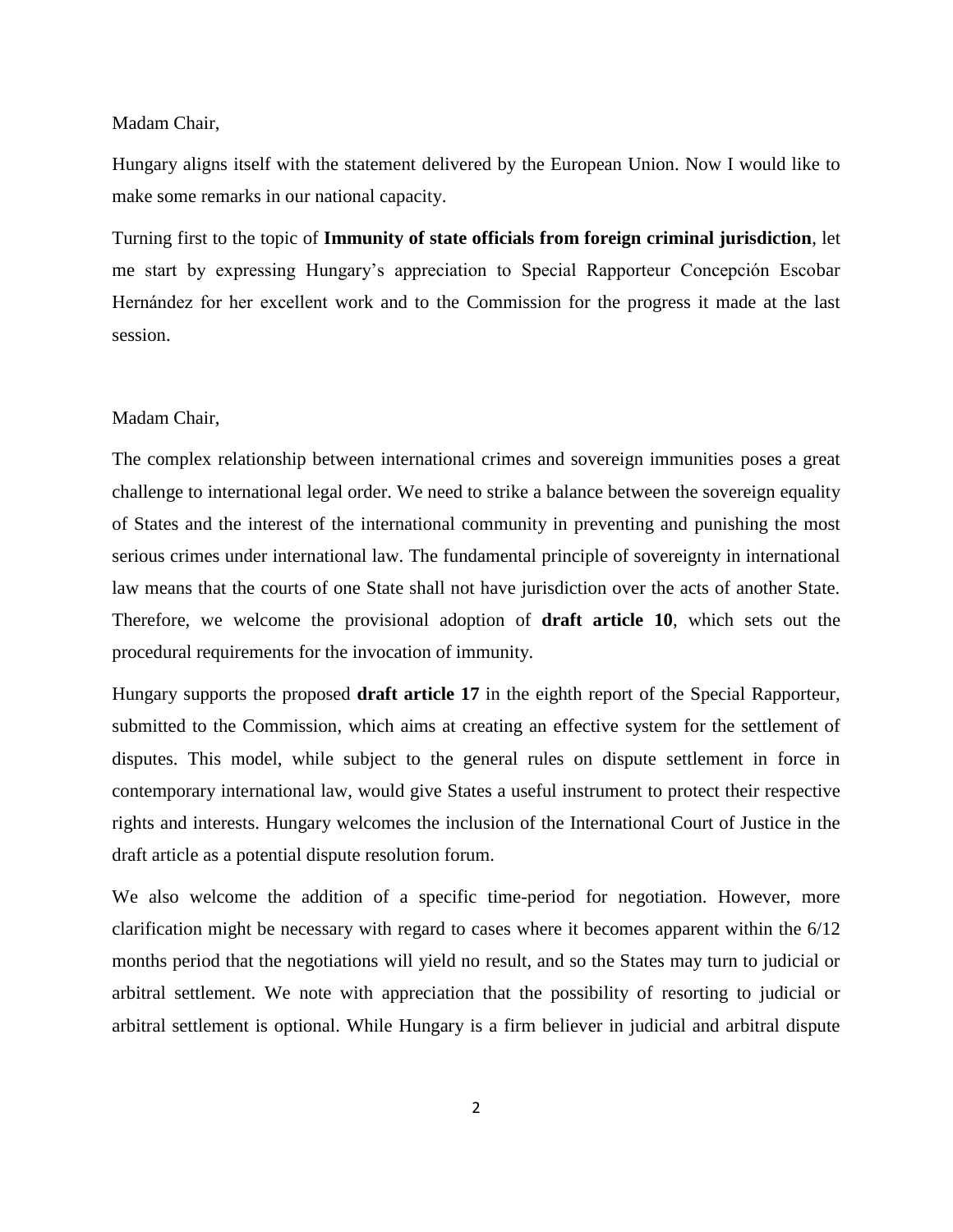Madam Chair,

Hungary aligns itself with the statement delivered by the European Union. Now I would like to make some remarks in our national capacity.

Turning first to the topic of **Immunity of state officials from foreign criminal jurisdiction**, let me start by expressing Hungary's appreciation to Special Rapporteur Concepción Escobar Hernández for her excellent work and to the Commission for the progress it made at the last session.

Madam Chair,

The complex relationship between international crimes and sovereign immunities poses a great challenge to international legal order. We need to strike a balance between the sovereign equality of States and the interest of the international community in preventing and punishing the most serious crimes under international law. The fundamental principle of sovereignty in international law means that the courts of one State shall not have jurisdiction over the acts of another State. Therefore, we welcome the provisional adoption of **draft article 10**, which sets out the procedural requirements for the invocation of immunity.

Hungary supports the proposed **draft article 17** in the eighth report of the Special Rapporteur, submitted to the Commission, which aims at creating an effective system for the settlement of disputes. This model, while subject to the general rules on dispute settlement in force in contemporary international law, would give States a useful instrument to protect their respective rights and interests. Hungary welcomes the inclusion of the International Court of Justice in the draft article as a potential dispute resolution forum.

We also welcome the addition of a specific time-period for negotiation. However, more clarification might be necessary with regard to cases where it becomes apparent within the 6/12 months period that the negotiations will yield no result, and so the States may turn to judicial or arbitral settlement. We note with appreciation that the possibility of resorting to judicial or arbitral settlement is optional. While Hungary is a firm believer in judicial and arbitral dispute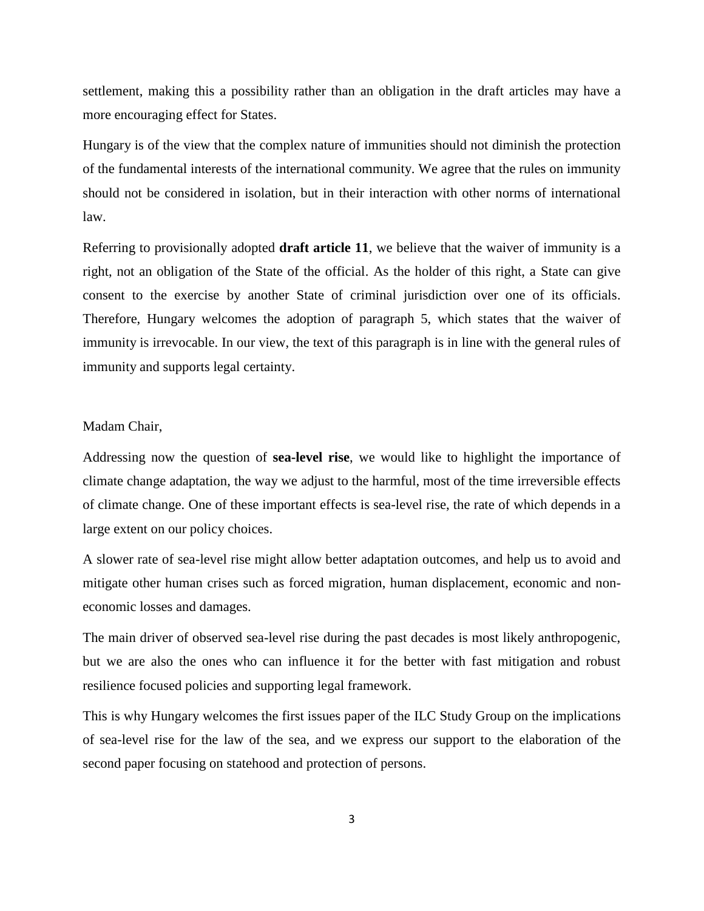settlement, making this a possibility rather than an obligation in the draft articles may have a more encouraging effect for States.

Hungary is of the view that the complex nature of immunities should not diminish the protection of the fundamental interests of the international community. We agree that the rules on immunity should not be considered in isolation, but in their interaction with other norms of international law.

Referring to provisionally adopted **draft article 11**, we believe that the waiver of immunity is a right, not an obligation of the State of the official. As the holder of this right, a State can give consent to the exercise by another State of criminal jurisdiction over one of its officials. Therefore, Hungary welcomes the adoption of paragraph 5, which states that the waiver of immunity is irrevocable. In our view, the text of this paragraph is in line with the general rules of immunity and supports legal certainty.

Madam Chair,

Addressing now the question of **sea-level rise**, we would like to highlight the importance of climate change adaptation, the way we adjust to the harmful, most of the time irreversible effects of climate change. One of these important effects is sea-level rise, the rate of which depends in a large extent on our policy choices.

A slower rate of sea-level rise might allow better adaptation outcomes, and help us to avoid and mitigate other human crises such as forced migration, human displacement, economic and non-economic losses and damages.

The main driver of observed sea-level rise during the past decades is most likely anthropogenic, but we are also the ones who can influence it for the better with fast mitigation and robust resilience focused policies and supporting legal framework.

This is why Hungary welcomes the first issues paper of the ILC Study Group on the implications of sea-level rise for the law of the sea, and we express our support to the elaboration of the second paper focusing on statehood and protection of persons.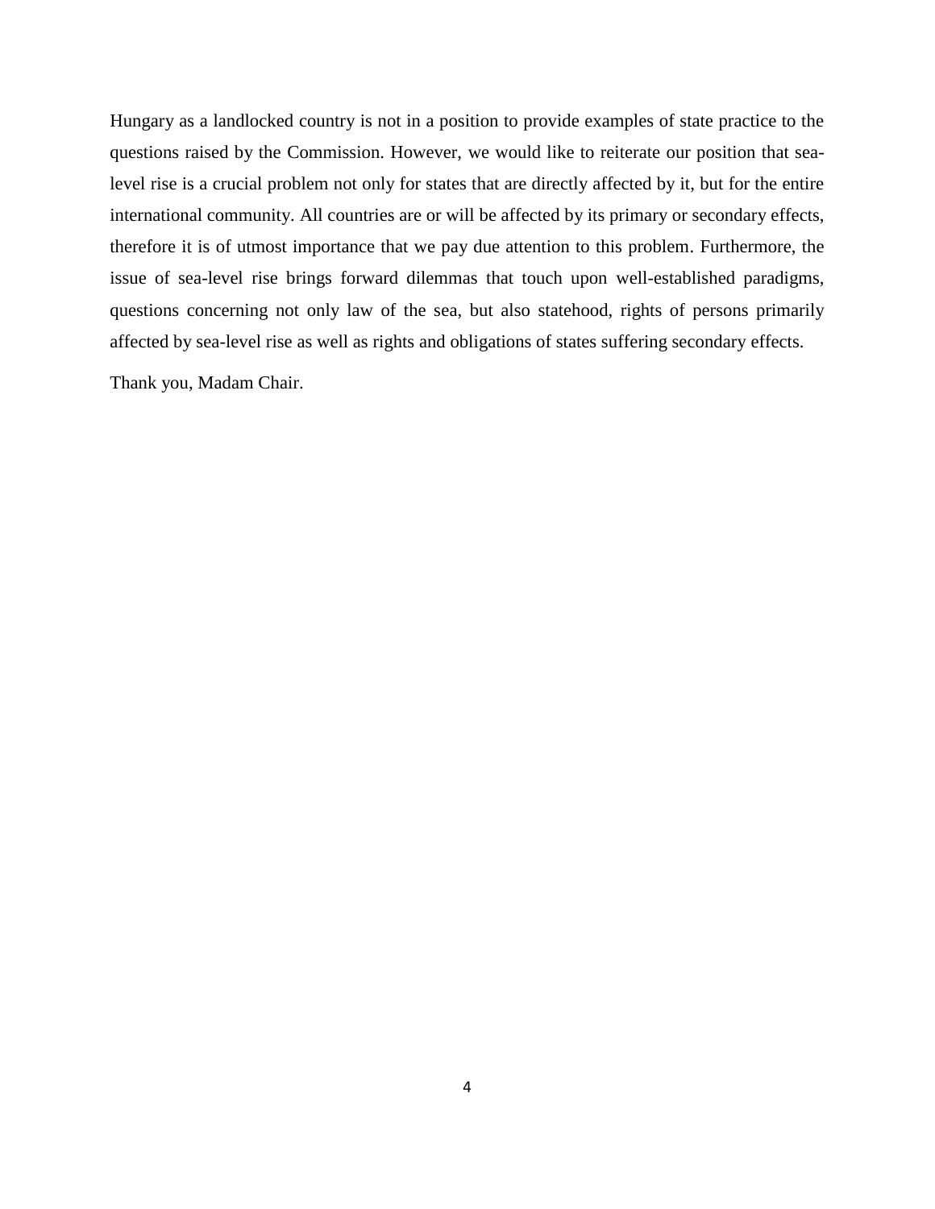Hungary as a landlocked country is not in a position to provide examples of state practice to the questions raised by the Commission. However, we would like to reiterate our position that sea-level rise is a crucial problem not only for states that are directly affected by it, but for the entire international community. All countries are or will be affected by its primary or secondary effects, therefore it is of utmost importance that we pay due attention to this problem. Furthermore, the issue of sea-level rise brings forward dilemmas that touch upon well-established paradigms, questions concerning not only law of the sea, but also statehood, rights of persons primarily affected by sea-level rise as well as rights and obligations of states suffering secondary effects.

Thank you, Madam Chair.